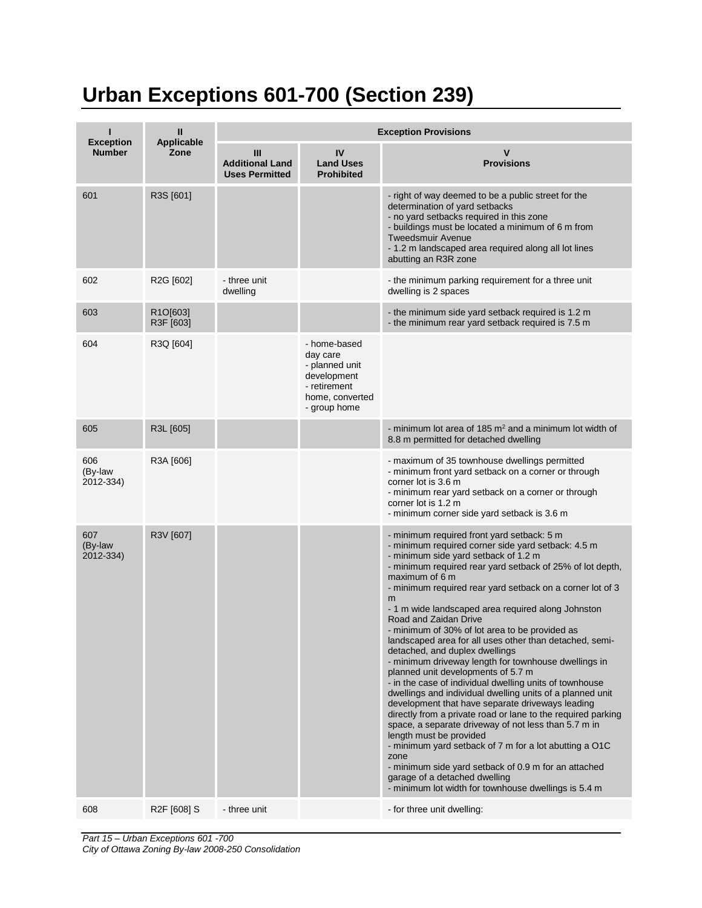# Urban Exceptions 601-700 (Section 239)

| I<br>Exception Number | II<br>Applicable Zone | Exception Provisions | | |
|---|---|---|---|---|
| | | III<br>Additional Land Uses Permitted | IV<br>Land Uses Prohibited | V<br>Provisions |
| 601 | R3S [601] | | | - right of way deemed to be a public street for the determination of yard setbacks<br>- no yard setbacks required in this zone<br>- buildings must be located a minimum of 6 m from Tweedsmuir Avenue<br>- 1.2 m landscaped area required along all lot lines abutting an R3R zone |
| 602 | R2G [602] | - three unit dwelling | | - the minimum parking requirement for a three unit dwelling is 2 spaces |
| 603 | R1O[603]<br>R3F [603] | | | - the minimum side yard setback required is 1.2 m<br>- the minimum rear yard setback required is 7.5 m |
| 604 | R3Q [604] | | - home-based day care<br>- planned unit development<br>- retirement home, converted<br>- group home | |
| 605 | R3L [605] | | | - minimum lot area of 185 $m^2$ and a minimum lot width of 8.8 m permitted for detached dwelling |
| 606<br>(By-law 2012-334) | R3A [606] | | | - maximum of 35 townhouse dwellings permitted<br>- minimum front yard setback on a corner or through corner lot is 3.6 m<br>- minimum rear yard setback on a corner or through corner lot is 1.2 m<br>- minimum corner side yard setback is 3.6 m |
| 607<br>(By-law 2012-334) | R3V [607] | | | - minimum required front yard setback: 5 m<br>- minimum required corner side yard setback: 4.5 m<br>- minimum side yard setback of 1.2 m<br>- minimum required rear yard setback of 25% of lot depth, maximum of 6 m<br>- minimum required rear yard setback on a corner lot of 3 m<br>- 1 m wide landscaped area required along Johnston Road and Zaidan Drive<br>- minimum of 30% of lot area to be provided as landscaped area for all uses other than detached, semi-detached, and duplex dwellings<br>- minimum driveway length for townhouse dwellings in planned unit developments of 5.7 m<br>- in the case of individual dwelling units of townhouse dwellings and individual dwelling units of a planned unit development that have separate driveways leading directly from a private road or lane to the required parking space, a separate driveway of not less than 5.7 m in length must be provided<br>- minimum yard setback of 7 m for a lot abutting a O1C zone<br>- minimum side yard setback of 0.9 m for an attached garage of a detached dwelling<br>- minimum lot width for townhouse dwellings is 5.4 m |
| 608 | R2F [608] S | - three unit | | - for three unit dwelling: |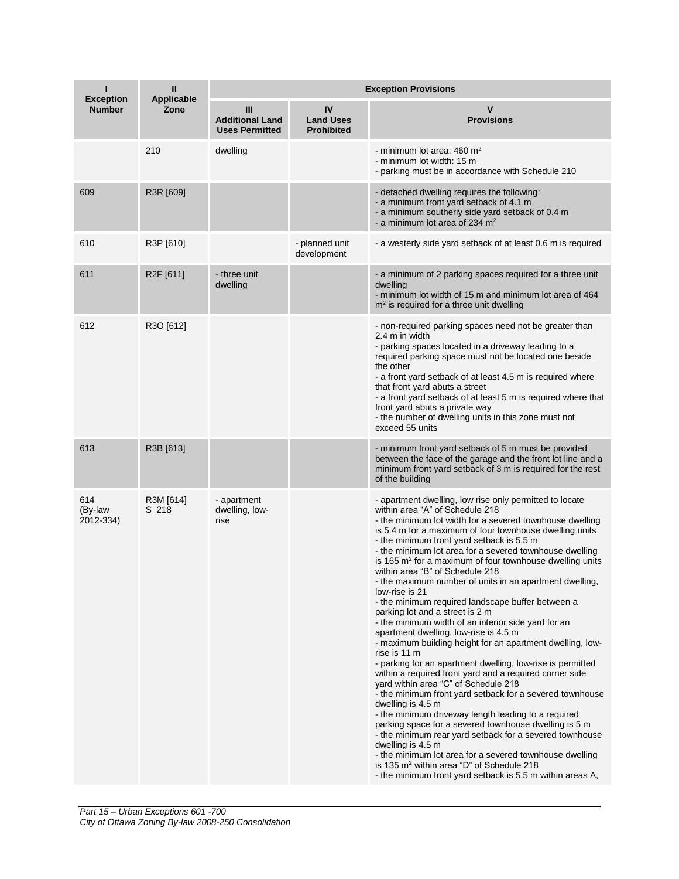| I<br>Exception Number | II<br>Applicable Zone | Exception Provisions | | |
|---|---|---|---|---|
| | | III<br>Additional Land Uses Permitted | IV<br>Land Uses Prohibited | V<br>Provisions |
| | 210 | dwelling | | - minimum lot area: 460 m$^2$<br>- minimum lot width: 15 m<br>- parking must be in accordance with Schedule 210 |
| 609 | R3R [609] | | | - detached dwelling requires the following:<br>- a minimum front yard setback of 4.1 m<br>- a minimum southerly side yard setback of 0.4 m<br>- a minimum lot area of 234 m$^2$ |
| 610 | R3P [610] | | - planned unit development | - a westerly side yard setback of at least 0.6 m is required |
| 611 | R2F [611] | - three unit dwelling | | - a minimum of 2 parking spaces required for a three unit dwelling<br>- minimum lot width of 15 m and minimum lot area of 464 m$^2$ is required for a three unit dwelling |
| 612 | R3O [612] | | | - non-required parking spaces need not be greater than 2.4 m in width<br>- parking spaces located in a driveway leading to a required parking space must not be located one beside the other<br>- a front yard setback of at least 4.5 m is required where that front yard abuts a street<br>- a front yard setback of at least 5 m is required where that front yard abuts a private way<br>- the number of dwelling units in this zone must not exceed 55 units |
| 613 | R3B [613] | | | - minimum front yard setback of 5 m must be provided between the face of the garage and the front lot line and a minimum front yard setback of 3 m is required for the rest of the building |
| 614<br>(By-law 2012-334) | R3M [614]<br>S 218 | - apartment dwelling, low-rise | | - apartment dwelling, low rise only permitted to locate within area "A" of Schedule 218<br>- the minimum lot width for a severed townhouse dwelling is 5.4 m for a maximum of four townhouse dwelling units<br>- the minimum front yard setback is 5.5 m<br>- the minimum lot area for a severed townhouse dwelling is 165 m$^2$ for a maximum of four townhouse dwelling units within area "B" of Schedule 218<br>- the maximum number of units in an apartment dwelling, low-rise is 21<br>- the minimum required landscape buffer between a parking lot and a street is 2 m<br>- the minimum width of an interior side yard for an apartment dwelling, low-rise is 4.5 m<br>- maximum building height for an apartment dwelling, low-rise is 11 m<br>- parking for an apartment dwelling, low-rise is permitted within a required front yard and a required corner side yard within area "C" of Schedule 218<br>- the minimum front yard setback for a severed townhouse dwelling is 4.5 m<br>- the minimum driveway length leading to a required parking space for a severed townhouse dwelling is 5 m<br>- the minimum rear yard setback for a severed townhouse dwelling is 4.5 m<br>- the minimum lot area for a severed townhouse dwelling is 135 m$^2$ within area "D" of Schedule 218<br>- the minimum front yard setback is 5.5 m within areas A, |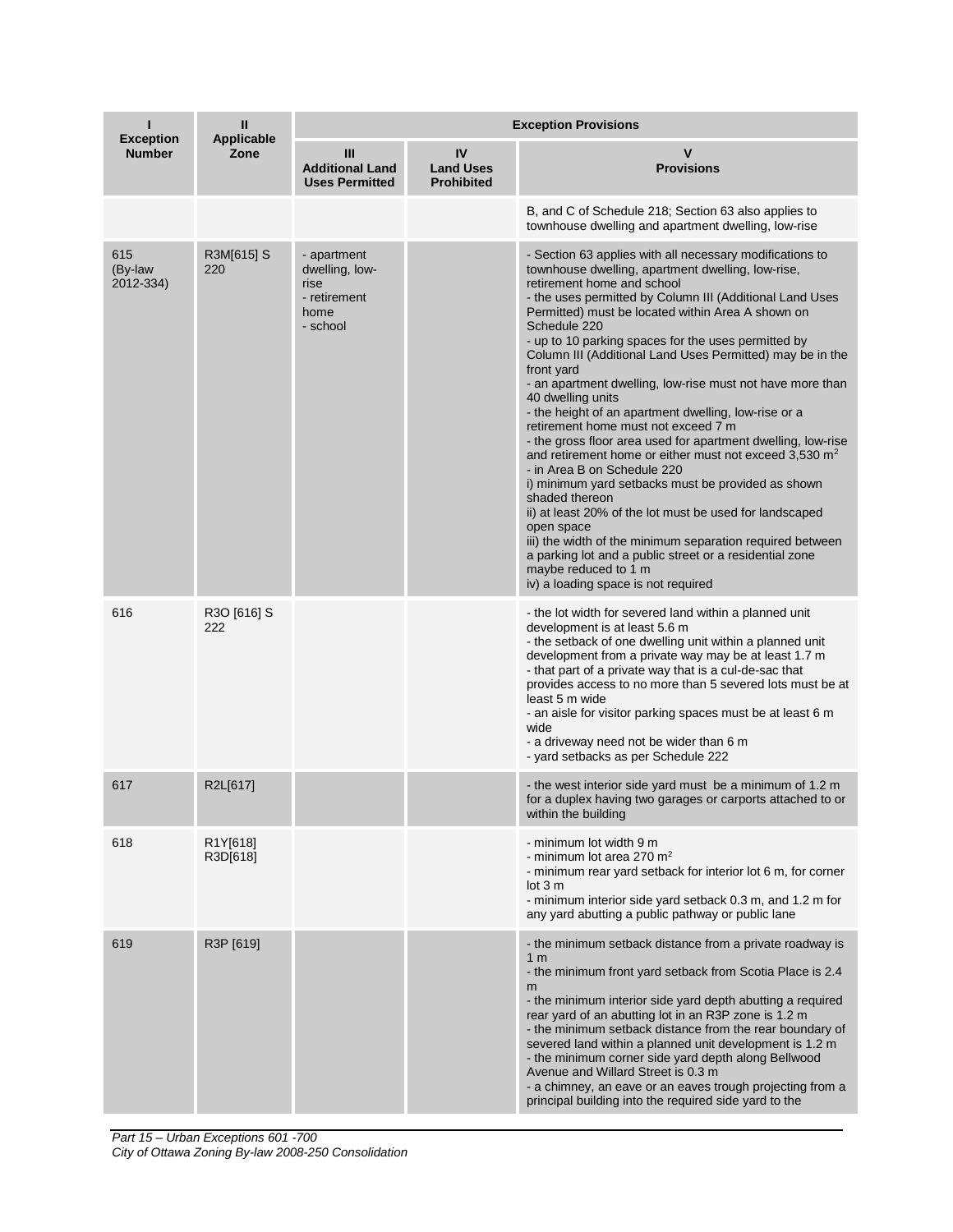| I<br>Exception Number | II<br>Applicable Zone | Exception Provisions | | |
|---|---|---|---|---|
| | | III<br>Additional Land Uses Permitted | IV<br>Land Uses Prohibited | V<br>Provisions |
| | | | | B, and C of Schedule 218; Section 63 also applies to townhouse dwelling and apartment dwelling, low-rise |
| 615 (By-law 2012-334) | R3M[615] S 220 | - apartment dwelling, low-rise<br>- retirement home<br>- school | | - Section 63 applies with all necessary modifications to townhouse dwelling, apartment dwelling, low-rise, retirement home and school<br>- the uses permitted by Column III (Additional Land Uses Permitted) must be located within Area A shown on Schedule 220<br>- up to 10 parking spaces for the uses permitted by Column III (Additional Land Uses Permitted) may be in the front yard<br>- an apartment dwelling, low-rise must not have more than 40 dwelling units<br>- the height of an apartment dwelling, low-rise or a retirement home must not exceed 7 m<br>- the gross floor area used for apartment dwelling, low-rise and retirement home or either must not exceed 3,530 m$^2$<br>- in Area B on Schedule 220<br>i) minimum yard setbacks must be provided as shown shaded thereon<br>ii) at least 20% of the lot must be used for landscaped open space<br>iii) the width of the minimum separation required between a parking lot and a public street or a residential zone maybe reduced to 1 m<br>iv) a loading space is not required |
| 616 | R3O [616] S 222 | | | - the lot width for severed land within a planned unit development is at least 5.6 m<br>- the setback of one dwelling unit within a planned unit development from a private way may be at least 1.7 m<br>- that part of a private way that is a cul-de-sac that provides access to no more than 5 severed lots must be at least 5 m wide<br>- an aisle for visitor parking spaces must be at least 6 m wide<br>- a driveway need not be wider than 6 m<br>- yard setbacks as per Schedule 222 |
| 617 | R2L[617] | | | - the west interior side yard must be a minimum of 1.2 m for a duplex having two garages or carports attached to or within the building |
| 618 | R1Y[618]<br>R3D[618] | | | - minimum lot width 9 m<br>- minimum lot area 270 m$^2$<br>- minimum rear yard setback for interior lot 6 m, for corner lot 3 m<br>- minimum interior side yard setback 0.3 m, and 1.2 m for any yard abutting a public pathway or public lane |
| 619 | R3P [619] | | | - the minimum setback distance from a private roadway is 1 m<br>- the minimum front yard setback from Scotia Place is 2.4 m<br>- the minimum interior side yard depth abutting a required rear yard of an abutting lot in an R3P zone is 1.2 m<br>- the minimum setback distance from the rear boundary of severed land within a planned unit development is 1.2 m<br>- the minimum corner side yard depth along Bellwood Avenue and Willard Street is 0.3 m<br>- a chimney, an eave or an eaves trough projecting from a principal building into the required side yard to the |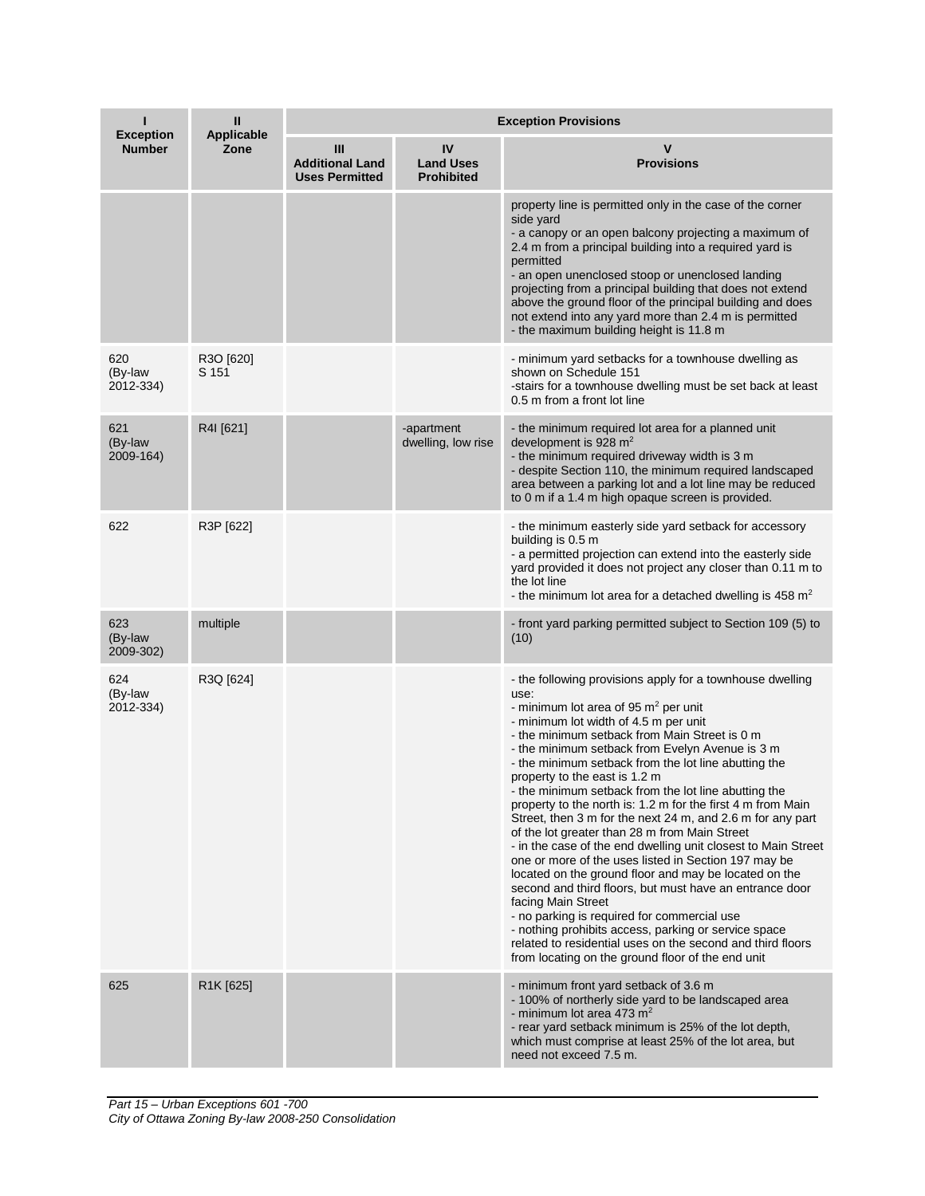| I<br>Exception Number | II<br>Applicable Zone | Exception Provisions | | |
|---|---|---|---|---|
| | | III<br>Additional Land Uses Permitted | IV<br>Land Uses Prohibited | V<br>Provisions |
| | | | | property line is permitted only in the case of the corner side yard<br>- a canopy or an open balcony projecting a maximum of 2.4 m from a principal building into a required yard is permitted<br>- an open unenclosed stoop or unenclosed landing projecting from a principal building that does not extend above the ground floor of the principal building and does not extend into any yard more than 2.4 m is permitted<br>- the maximum building height is 11.8 m |
| 620 (By-law 2012-334) | R3O [620] S 151 | | | - minimum yard setbacks for a townhouse dwelling as shown on Schedule 151<br>-stairs for a townhouse dwelling must be set back at least 0.5 m from a front lot line |
| 621 (By-law 2009-164) | R4I [621] | | -apartment dwelling, low rise | - the minimum required lot area for a planned unit development is 928 $m^2$<br>- the minimum required driveway width is 3 m<br>- despite Section 110, the minimum required landscaped area between a parking lot and a lot line may be reduced to 0 m if a 1.4 m high opaque screen is provided. |
| 622 | R3P [622] | | | - the minimum easterly side yard setback for accessory building is 0.5 m<br>- a permitted projection can extend into the easterly side yard provided it does not project any closer than 0.11 m to the lot line<br>- the minimum lot area for a detached dwelling is 458 $m^2$ |
| 623 (By-law 2009-302) | multiple | | | - front yard parking permitted subject to Section 109 (5) to (10) |
| 624 (By-law 2012-334) | R3Q [624] | | | - the following provisions apply for a townhouse dwelling use:<br>- minimum lot area of 95 $m^2$ per unit<br>- minimum lot width of 4.5 m per unit<br>- the minimum setback from Main Street is 0 m<br>- the minimum setback from Evelyn Avenue is 3 m<br>- the minimum setback from the lot line abutting the property to the east is 1.2 m<br>- the minimum setback from the lot line abutting the property to the north is: 1.2 m for the first 4 m from Main Street, then 3 m for the next 24 m, and 2.6 m for any part of the lot greater than 28 m from Main Street<br>- in the case of the end dwelling unit closest to Main Street one or more of the uses listed in Section 197 may be located on the ground floor and may be located on the second and third floors, but must have an entrance door facing Main Street<br>- no parking is required for commercial use<br>- nothing prohibits access, parking or service space related to residential uses on the second and third floors from locating on the ground floor of the end unit |
| 625 | R1K [625] | | | - minimum front yard setback of 3.6 m<br>- 100% of northerly side yard to be landscaped area<br>- minimum lot area 473 $m^2$<br>- rear yard setback minimum is 25% of the lot depth, which must comprise at least 25% of the lot area, but need not exceed 7.5 m. |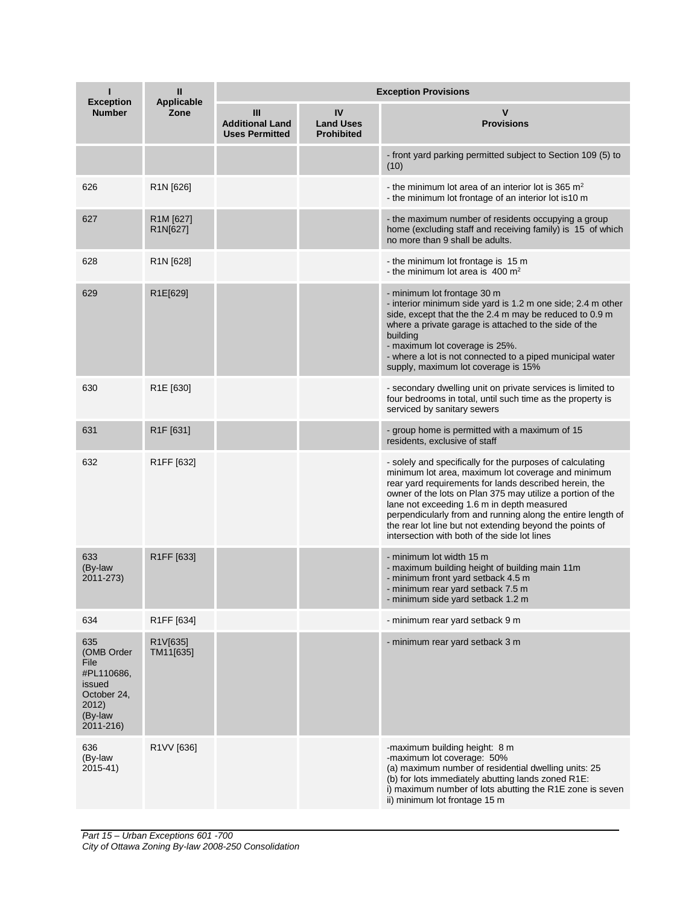| I<br>Exception Number | II<br>Applicable Zone | Exception Provisions | | |
|---|---|---|---|---|
| | | III<br>Additional Land Uses Permitted | IV<br>Land Uses Prohibited | V<br>Provisions |
| | | | | - front yard parking permitted subject to Section 109 (5) to (10) |
| 626 | R1N [626] | | | - the minimum lot area of an interior lot is 365 m$^2$<br>- the minimum lot frontage of an interior lot is10 m |
| 627 | R1M [627]<br>R1N[627] | | | - the maximum number of residents occupying a group home (excluding staff and receiving family) is 15 of which no more than 9 shall be adults. |
| 628 | R1N [628] | | | - the minimum lot frontage is 15 m<br>- the minimum lot area is 400 m$^2$ |
| 629 | R1E[629] | | | - minimum lot frontage 30 m<br>- interior minimum side yard is 1.2 m one side; 2.4 m other side, except that the the 2.4 m may be reduced to 0.9 m where a private garage is attached to the side of the building<br>- maximum lot coverage is 25%.<br>- where a lot is not connected to a piped municipal water supply, maximum lot coverage is 15% |
| 630 | R1E [630] | | | - secondary dwelling unit on private services is limited to four bedrooms in total, until such time as the property is serviced by sanitary sewers |
| 631 | R1F [631] | | | - group home is permitted with a maximum of 15 residents, exclusive of staff |
| 632 | R1FF [632] | | | - solely and specifically for the purposes of calculating minimum lot area, maximum lot coverage and minimum rear yard requirements for lands described herein, the owner of the lots on Plan 375 may utilize a portion of the lane not exceeding 1.6 m in depth measured perpendicularly from and running along the entire length of the rear lot line but not extending beyond the points of intersection with both of the side lot lines |
| 633<br>(By-law 2011-273) | R1FF [633] | | | - minimum lot width 15 m<br>- maximum building height of building main 11m<br>- minimum front yard setback 4.5 m<br>- minimum rear yard setback 7.5 m<br>- minimum side yard setback 1.2 m |
| 634 | R1FF [634] | | | - minimum rear yard setback 9 m |
| 635<br>(OMB Order File #PL110686, issued October 24, 2012)<br>(By-law 2011-216) | R1V[635]<br>TM11[635] | | | - minimum rear yard setback 3 m |
| 636<br>(By-law 2015-41) | R1VV [636] | | | -maximum building height: 8 m<br>-maximum lot coverage: 50%<br>(a) maximum number of residential dwelling units: 25<br>(b) for lots immediately abutting lands zoned R1E:<br>i) maximum number of lots abutting the R1E zone is seven<br>ii) minimum lot frontage 15 m |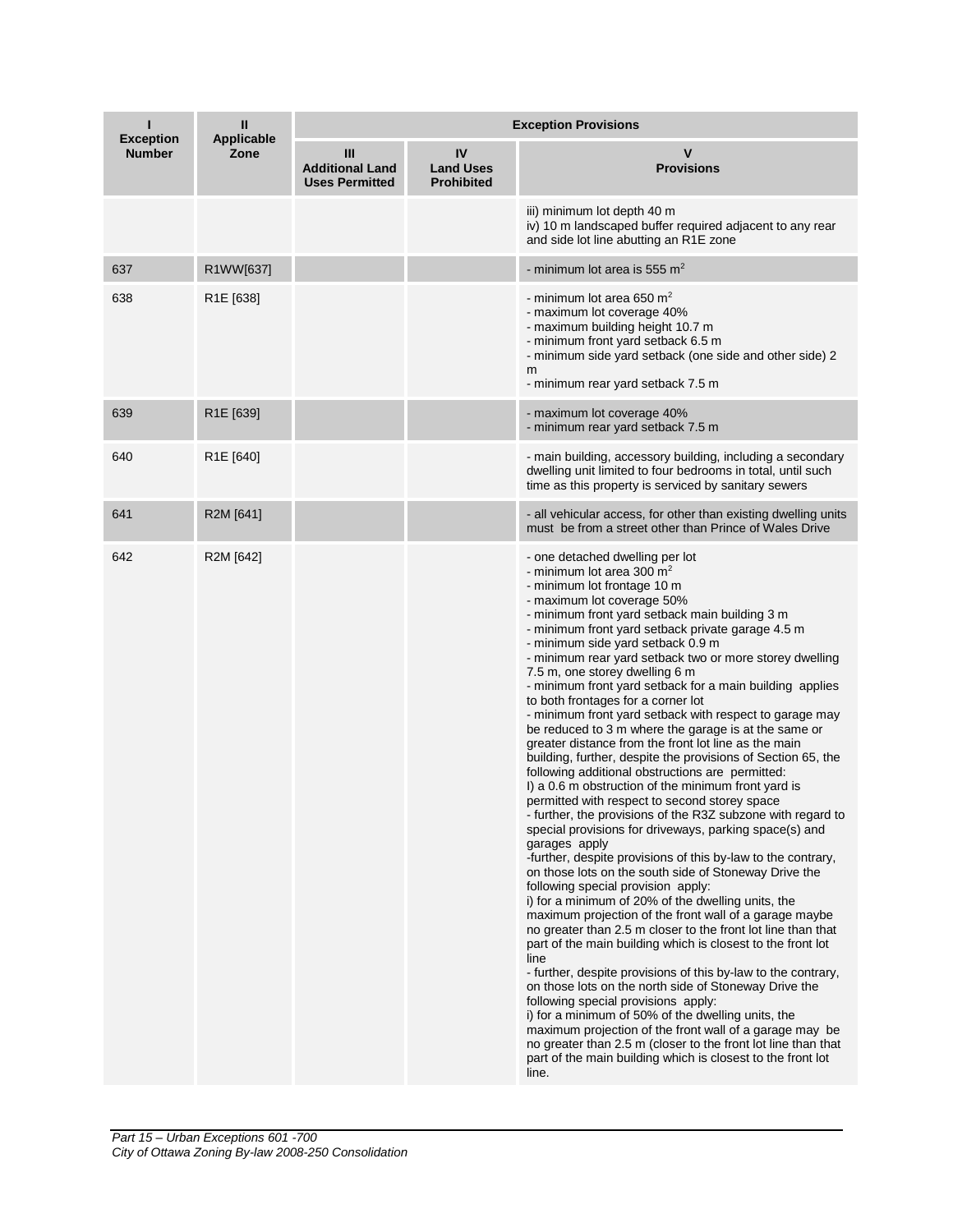| I<br>Exception Number | II<br>Applicable Zone | Exception Provisions | | |
|---|---|---|---|---|
| | | III<br>Additional Land Uses Permitted | IV<br>Land Uses Prohibited | V<br>Provisions |
| | | | | iii) minimum lot depth 40 m<br>iv) 10 m landscaped buffer required adjacent to any rear and side lot line abutting an R1E zone |
| 637 | R1WW[637] | | | - minimum lot area is 555 m$^2$ |
| 638 | R1E [638] | | | - minimum lot area 650 m$^2$<br>- maximum lot coverage 40%<br>- maximum building height 10.7 m<br>- minimum front yard setback 6.5 m<br>- minimum side yard setback (one side and other side) 2 m<br>- minimum rear yard setback 7.5 m |
| 639 | R1E [639] | | | - maximum lot coverage 40%<br>- minimum rear yard setback 7.5 m |
| 640 | R1E [640] | | | - main building, accessory building, including a secondary dwelling unit limited to four bedrooms in total, until such time as this property is serviced by sanitary sewers |
| 641 | R2M [641] | | | - all vehicular access, for other than existing dwelling units must be from a street other than Prince of Wales Drive |
| 642 | R2M [642] | | | - one detached dwelling per lot<br>- minimum lot area 300 m$^2$<br>- minimum lot frontage 10 m<br>- maximum lot coverage 50%<br>- minimum front yard setback main building 3 m<br>- minimum front yard setback private garage 4.5 m<br>- minimum side yard setback 0.9 m<br>- minimum rear yard setback two or more storey dwelling 7.5 m, one storey dwelling 6 m<br>- minimum front yard setback for a main building applies to both frontages for a corner lot<br>- minimum front yard setback with respect to garage may be reduced to 3 m where the garage is at the same or greater distance from the front lot line as the main building, further, despite the provisions of Section 65, the following additional obstructions are permitted:<br>I) a 0.6 m obstruction of the minimum front yard is permitted with respect to second storey space<br>- further, the provisions of the R3Z subzone with regard to special provisions for driveways, parking space(s) and garages apply<br>-further, despite provisions of this by-law to the contrary, on those lots on the south side of Stoneway Drive the following special provision apply:<br>i) for a minimum of 20% of the dwelling units, the maximum projection of the front wall of a garage maybe no greater than 2.5 m closer to the front lot line than that part of the main building which is closest to the front lot line<br>- further, despite provisions of this by-law to the contrary, on those lots on the north side of Stoneway Drive the following special provisions apply:<br>i) for a minimum of 50% of the dwelling units, the maximum projection of the front wall of a garage may be no greater than 2.5 m (closer to the front lot line than that part of the main building which is closest to the front lot line. |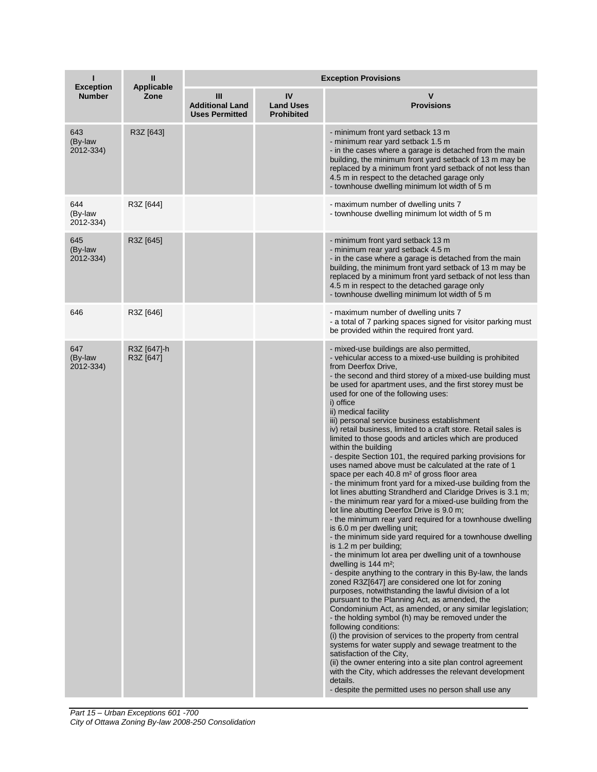| I<br>Exception Number | II<br>Applicable Zone | Exception Provisions | | |
|---|---|---|---|---|
| | | III<br>Additional Land Uses Permitted | IV<br>Land Uses Prohibited | V<br>Provisions |
| 643<br>(By-law 2012-334) | R3Z [643] | | | - minimum front yard setback 13 m<br>- minimum rear yard setback 1.5 m<br>- in the cases where a garage is detached from the main building, the minimum front yard setback of 13 m may be replaced by a minimum front yard setback of not less than 4.5 m in respect to the detached garage only<br>- townhouse dwelling minimum lot width of 5 m |
| 644<br>(By-law 2012-334) | R3Z [644] | | | - maximum number of dwelling units 7<br>- townhouse dwelling minimum lot width of 5 m |
| 645<br>(By-law 2012-334) | R3Z [645] | | | - minimum front yard setback 13 m<br>- minimum rear yard setback 4.5 m<br>- in the case where a garage is detached from the main building, the minimum front yard setback of 13 m may be replaced by a minimum front yard setback of not less than 4.5 m in respect to the detached garage only<br>- townhouse dwelling minimum lot width of 5 m |
| 646 | R3Z [646] | | | - maximum number of dwelling units 7<br>- a total of 7 parking spaces signed for visitor parking must be provided within the required front yard. |
| 647<br>(By-law 2012-334) | R3Z [647]-h<br>R3Z [647] | | | - mixed-use buildings are also permitted,<br>- vehicular access to a mixed-use building is prohibited from Deerfox Drive,<br>- the second and third storey of a mixed-use building must be used for apartment uses, and the first storey must be used for one of the following uses:<br>i) office<br>ii) medical facility<br>iii) personal service business establishment<br>iv) retail business, limited to a craft store. Retail sales is limited to those goods and articles which are produced within the building<br>- despite Section 101, the required parking provisions for uses named above must be calculated at the rate of 1 space per each 40.8 m² of gross floor area<br>- the minimum front yard for a mixed-use building from the lot lines abutting Strandherd and Claridge Drives is 3.1 m;<br>- the minimum rear yard for a mixed-use building from the lot line abutting Deerfox Drive is 9.0 m;<br>- the minimum rear yard required for a townhouse dwelling is 6.0 m per dwelling unit;<br>- the minimum side yard required for a townhouse dwelling is 1.2 m per building;<br>- the minimum lot area per dwelling unit of a townhouse dwelling is 144 m²;<br>- despite anything to the contrary in this By-law, the lands zoned R3Z[647] are considered one lot for zoning purposes, notwithstanding the lawful division of a lot pursuant to the Planning Act, as amended, the Condominium Act, as amended, or any similar legislation;<br>- the holding symbol (h) may be removed under the following conditions:<br>(i) the provision of services to the property from central systems for water supply and sewage treatment to the satisfaction of the City,<br>(ii) the owner entering into a site plan control agreement with the City, which addresses the relevant development details.<br>- despite the permitted uses no person shall use any |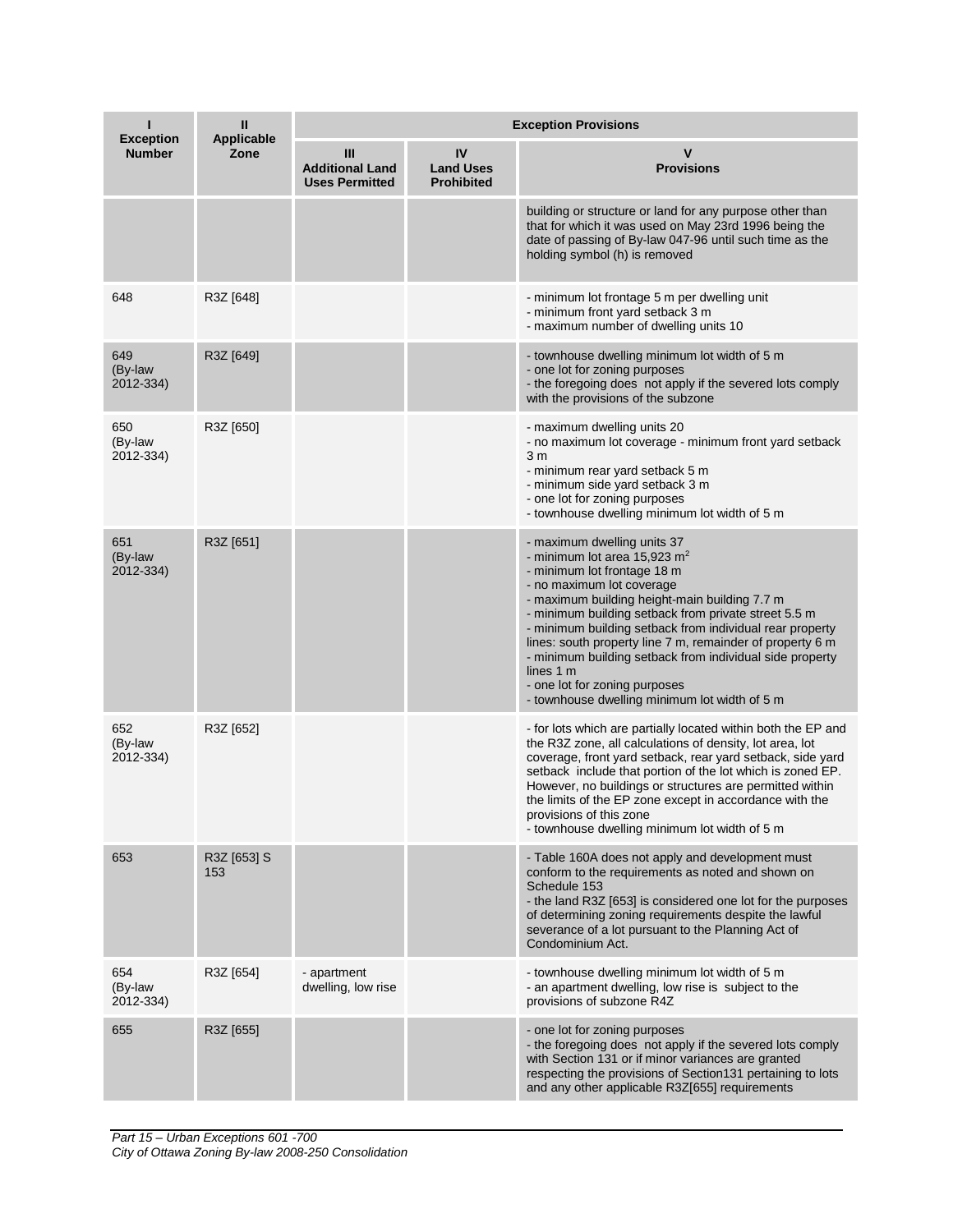| I<br>Exception Number | II<br>Applicable Zone | Exception Provisions | | |
|---|---|---|---|---|
| | | III<br>Additional Land Uses Permitted | IV<br>Land Uses Prohibited | V<br>Provisions |
| | | | | building or structure or land for any purpose other than that for which it was used on May 23rd 1996 being the date of passing of By-law 047-96 until such time as the holding symbol (h) is removed |
| 648 | R3Z [648] | | | - minimum lot frontage 5 m per dwelling unit<br>- minimum front yard setback 3 m<br>- maximum number of dwelling units 10 |
| 649 (By-law 2012-334) | R3Z [649] | | | - townhouse dwelling minimum lot width of 5 m<br>- one lot for zoning purposes<br>- the foregoing does not apply if the severed lots comply with the provisions of the subzone |
| 650 (By-law 2012-334) | R3Z [650] | | | - maximum dwelling units 20<br>- no maximum lot coverage - minimum front yard setback 3 m<br>- minimum rear yard setback 5 m<br>- minimum side yard setback 3 m<br>- one lot for zoning purposes<br>- townhouse dwelling minimum lot width of 5 m |
| 651 (By-law 2012-334) | R3Z [651] | | | - maximum dwelling units 37<br>- minimum lot area 15,923 $m^2$<br>- minimum lot frontage 18 m<br>- no maximum lot coverage<br>- maximum building height-main building 7.7 m<br>- minimum building setback from private street 5.5 m<br>- minimum building setback from individual rear property lines: south property line 7 m, remainder of property 6 m<br>- minimum building setback from individual side property lines 1 m<br>- one lot for zoning purposes<br>- townhouse dwelling minimum lot width of 5 m |
| 652 (By-law 2012-334) | R3Z [652] | | | - for lots which are partially located within both the EP and the R3Z zone, all calculations of density, lot area, lot coverage, front yard setback, rear yard setback, side yard setback include that portion of the lot which is zoned EP. However, no buildings or structures are permitted within the limits of the EP zone except in accordance with the provisions of this zone<br>- townhouse dwelling minimum lot width of 5 m |
| 653 | R3Z [653] S 153 | | | - Table 160A does not apply and development must conform to the requirements as noted and shown on Schedule 153<br>- the land R3Z [653] is considered one lot for the purposes of determining zoning requirements despite the lawful severance of a lot pursuant to the Planning Act of Condominium Act. |
| 654 (By-law 2012-334) | R3Z [654] | - apartment dwelling, low rise | | - townhouse dwelling minimum lot width of 5 m<br>- an apartment dwelling, low rise is subject to the provisions of subzone R4Z |
| 655 | R3Z [655] | | | - one lot for zoning purposes<br>- the foregoing does not apply if the severed lots comply with Section 131 or if minor variances are granted respecting the provisions of Section131 pertaining to lots and any other applicable R3Z[655] requirements |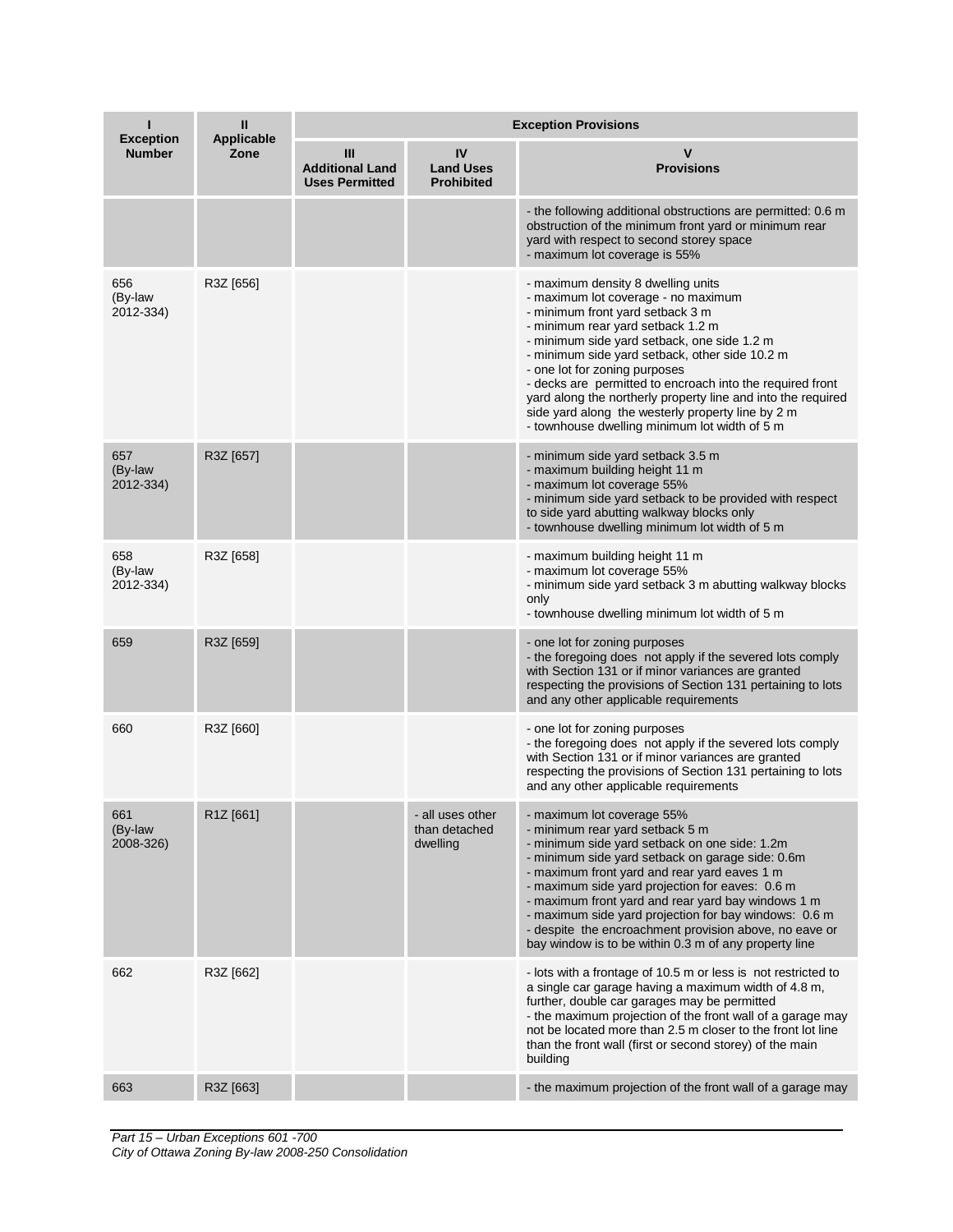| I<br>Exception Number | II<br>Applicable Zone | Exception Provisions | | |
|---|---|---|---|---|
| | | III<br>Additional Land Uses Permitted | IV<br>Land Uses Prohibited | V<br>Provisions |
| | | | | - the following additional obstructions are permitted: 0.6 m obstruction of the minimum front yard or minimum rear yard with respect to second storey space<br>- maximum lot coverage is 55% |
| 656<br>(By-law 2012-334) | R3Z [656] | | | - maximum density 8 dwelling units<br>- maximum lot coverage - no maximum<br>- minimum front yard setback 3 m<br>- minimum rear yard setback 1.2 m<br>- minimum side yard setback, one side 1.2 m<br>- minimum side yard setback, other side 10.2 m<br>- one lot for zoning purposes<br>- decks are permitted to encroach into the required front yard along the northerly property line and into the required side yard along the westerly property line by 2 m<br>- townhouse dwelling minimum lot width of 5 m |
| 657<br>(By-law 2012-334) | R3Z [657] | | | - minimum side yard setback 3.5 m<br>- maximum building height 11 m<br>- maximum lot coverage 55%<br>- minimum side yard setback to be provided with respect to side yard abutting walkway blocks only<br>- townhouse dwelling minimum lot width of 5 m |
| 658<br>(By-law 2012-334) | R3Z [658] | | | - maximum building height 11 m<br>- maximum lot coverage 55%<br>- minimum side yard setback 3 m abutting walkway blocks only<br>- townhouse dwelling minimum lot width of 5 m |
| 659 | R3Z [659] | | | - one lot for zoning purposes<br>- the foregoing does not apply if the severed lots comply with Section 131 or if minor variances are granted respecting the provisions of Section 131 pertaining to lots and any other applicable requirements |
| 660 | R3Z [660] | | | - one lot for zoning purposes<br>- the foregoing does not apply if the severed lots comply with Section 131 or if minor variances are granted respecting the provisions of Section 131 pertaining to lots and any other applicable requirements |
| 661<br>(By-law 2008-326) | R1Z [661] | | - all uses other than detached dwelling | - maximum lot coverage 55%<br>- minimum rear yard setback 5 m<br>- minimum side yard setback on one side: 1.2m<br>- minimum side yard setback on garage side: 0.6m<br>- maximum front yard and rear yard eaves 1 m<br>- maximum side yard projection for eaves: 0.6 m<br>- maximum front yard and rear yard bay windows 1 m<br>- maximum side yard projection for bay windows: 0.6 m<br>- despite the encroachment provision above, no eave or bay window is to be within 0.3 m of any property line |
| 662 | R3Z [662] | | | - lots with a frontage of 10.5 m or less is not restricted to a single car garage having a maximum width of 4.8 m, further, double car garages may be permitted<br>- the maximum projection of the front wall of a garage may not be located more than 2.5 m closer to the front lot line than the front wall (first or second storey) of the main building |
| 663 | R3Z [663] | | | - the maximum projection of the front wall of a garage may |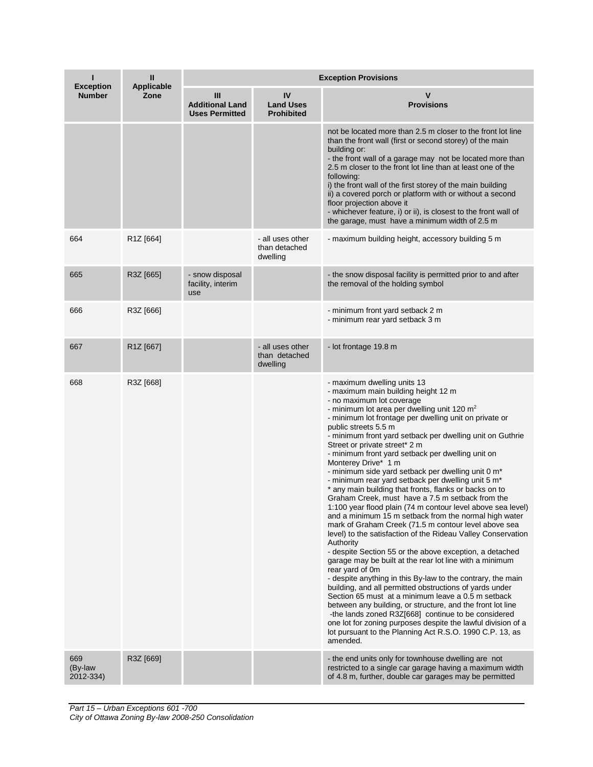| I<br>Exception Number | II<br>Applicable Zone | Exception Provisions | | |
|---|---|---|---|---|
| | | III<br>Additional Land Uses Permitted | IV<br>Land Uses Prohibited | V<br>Provisions |
| | | | | not be located more than 2.5 m closer to the front lot line than the front wall (first or second storey) of the main building or:<br>- the front wall of a garage may not be located more than 2.5 m closer to the front lot line than at least one of the following:<br>i) the front wall of the first storey of the main building<br>ii) a covered porch or platform with or without a second floor projection above it<br>- whichever feature, i) or ii), is closest to the front wall of the garage, must have a minimum width of 2.5 m |
| 664 | R1Z [664] | | - all uses other than detached dwelling | - maximum building height, accessory building 5 m |
| 665 | R3Z [665] | - snow disposal facility, interim use | | - the snow disposal facility is permitted prior to and after the removal of the holding symbol |
| 666 | R3Z [666] | | | - minimum front yard setback 2 m<br>- minimum rear yard setback 3 m |
| 667 | R1Z [667] | | - all uses other than detached dwelling | - lot frontage 19.8 m |
| 668 | R3Z [668] | | | - maximum dwelling units 13<br>- maximum main building height 12 m<br>- no maximum lot coverage<br>- minimum lot area per dwelling unit 120 m$^2$<br>- minimum lot frontage per dwelling unit on private or public streets 5.5 m<br>- minimum front yard setback per dwelling unit on Guthrie Street or private street* 2 m<br>- minimum front yard setback per dwelling unit on Monterey Drive* 1 m<br>- minimum side yard setback per dwelling unit 0 m*<br>- minimum rear yard setback per dwelling unit 5 m*<br>* any main building that fronts, flanks or backs on to Graham Creek, must have a 7.5 m setback from the 1:100 year flood plain (74 m contour level above sea level) and a minimum 15 m setback from the normal high water mark of Graham Creek (71.5 m contour level above sea level) to the satisfaction of the Rideau Valley Conservation Authority<br>- despite Section 55 or the above exception, a detached garage may be built at the rear lot line with a minimum rear yard of 0m<br>- despite anything in this By-law to the contrary, the main building, and all permitted obstructions of yards under Section 65 must at a minimum leave a 0.5 m setback between any building, or structure, and the front lot line<br>-the lands zoned R3Z[668] continue to be considered one lot for zoning purposes despite the lawful division of a lot pursuant to the Planning Act R.S.O. 1990 C.P. 13, as amended. |
| 669 (By-law 2012-334) | R3Z [669] | | | - the end units only for townhouse dwelling are not restricted to a single car garage having a maximum width of 4.8 m, further, double car garages may be permitted |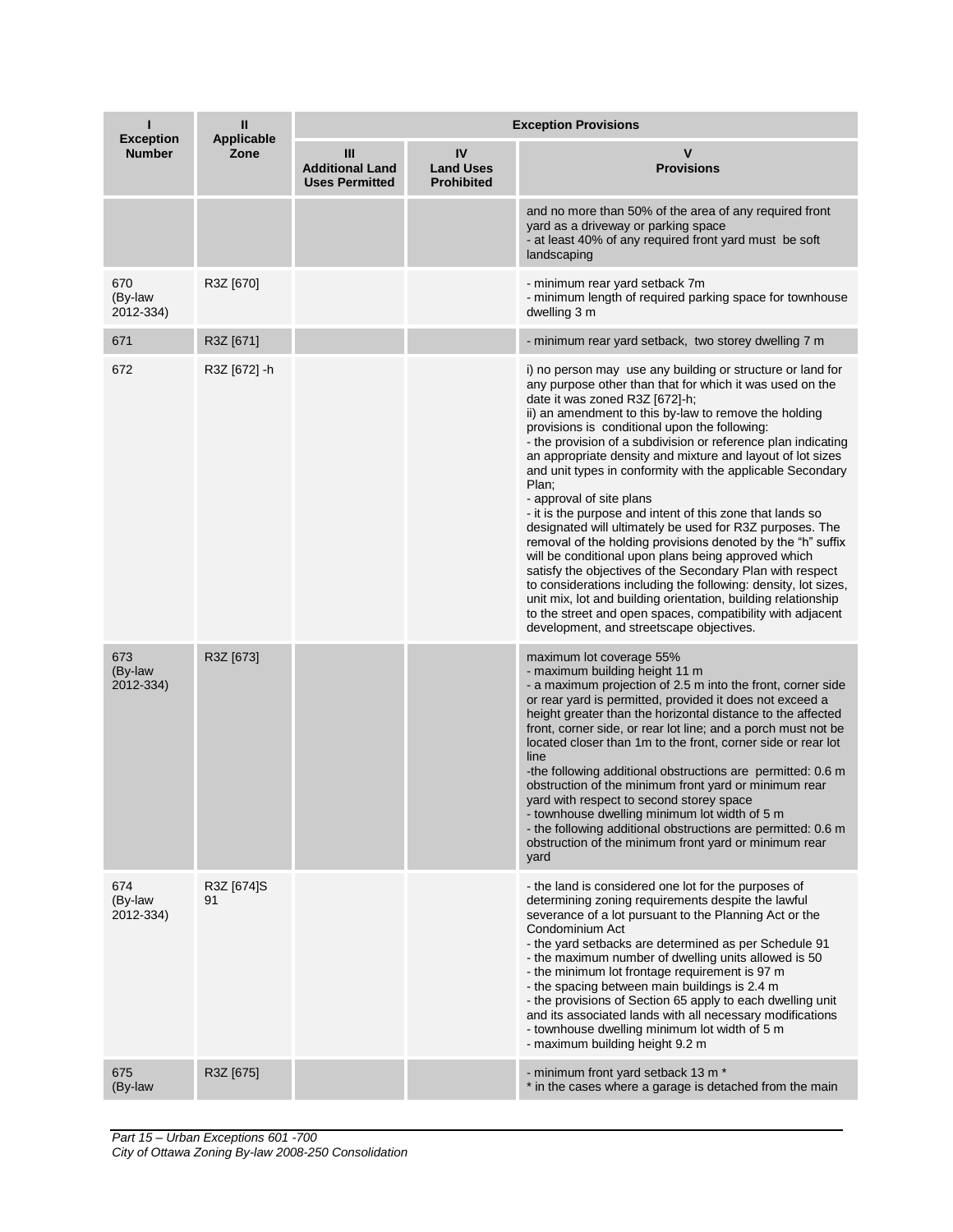| I<br>Exception Number | II<br>Applicable Zone | Exception Provisions | | |
|---|---|---|---|---|
| | | III<br>Additional Land Uses Permitted | IV<br>Land Uses Prohibited | V<br>Provisions |
| | | | | and no more than 50% of the area of any required front yard as a driveway or parking space<br>- at least 40% of any required front yard must be soft landscaping |
| 670<br>(By-law 2012-334) | R3Z [670] | | | - minimum rear yard setback 7m<br>- minimum length of required parking space for townhouse dwelling 3 m |
| 671 | R3Z [671] | | | - minimum rear yard setback, two storey dwelling 7 m |
| 672 | R3Z [672] -h | | | i) no person may use any building or structure or land for any purpose other than that for which it was used on the date it was zoned R3Z [672]-h;<br>ii) an amendment to this by-law to remove the holding provisions is conditional upon the following:<br>- the provision of a subdivision or reference plan indicating an appropriate density and mixture and layout of lot sizes and unit types in conformity with the applicable Secondary Plan;<br>- approval of site plans<br>- it is the purpose and intent of this zone that lands so designated will ultimately be used for R3Z purposes. The removal of the holding provisions denoted by the "h" suffix will be conditional upon plans being approved which satisfy the objectives of the Secondary Plan with respect to considerations including the following: density, lot sizes, unit mix, lot and building orientation, building relationship to the street and open spaces, compatibility with adjacent development, and streetscape objectives. |
| 673<br>(By-law 2012-334) | R3Z [673] | | | maximum lot coverage 55%<br>- maximum building height 11 m<br>- a maximum projection of 2.5 m into the front, corner side or rear yard is permitted, provided it does not exceed a height greater than the horizontal distance to the affected front, corner side, or rear lot line; and a porch must not be located closer than 1m to the front, corner side or rear lot line<br>-the following additional obstructions are permitted: 0.6 m obstruction of the minimum front yard or minimum rear yard with respect to second storey space<br>- townhouse dwelling minimum lot width of 5 m<br>- the following additional obstructions are permitted: 0.6 m obstruction of the minimum front yard or minimum rear yard |
| 674<br>(By-law 2012-334) | R3Z [674]S 91 | | | - the land is considered one lot for the purposes of determining zoning requirements despite the lawful severance of a lot pursuant to the Planning Act or the Condominium Act<br>- the yard setbacks are determined as per Schedule 91<br>- the maximum number of dwelling units allowed is 50<br>- the minimum lot frontage requirement is 97 m<br>- the spacing between main buildings is 2.4 m<br>- the provisions of Section 65 apply to each dwelling unit and its associated lands with all necessary modifications<br>- townhouse dwelling minimum lot width of 5 m<br>- maximum building height 9.2 m |
| 675<br>(By-law | R3Z [675] | | | - minimum front yard setback 13 m *<br>* in the cases where a garage is detached from the main |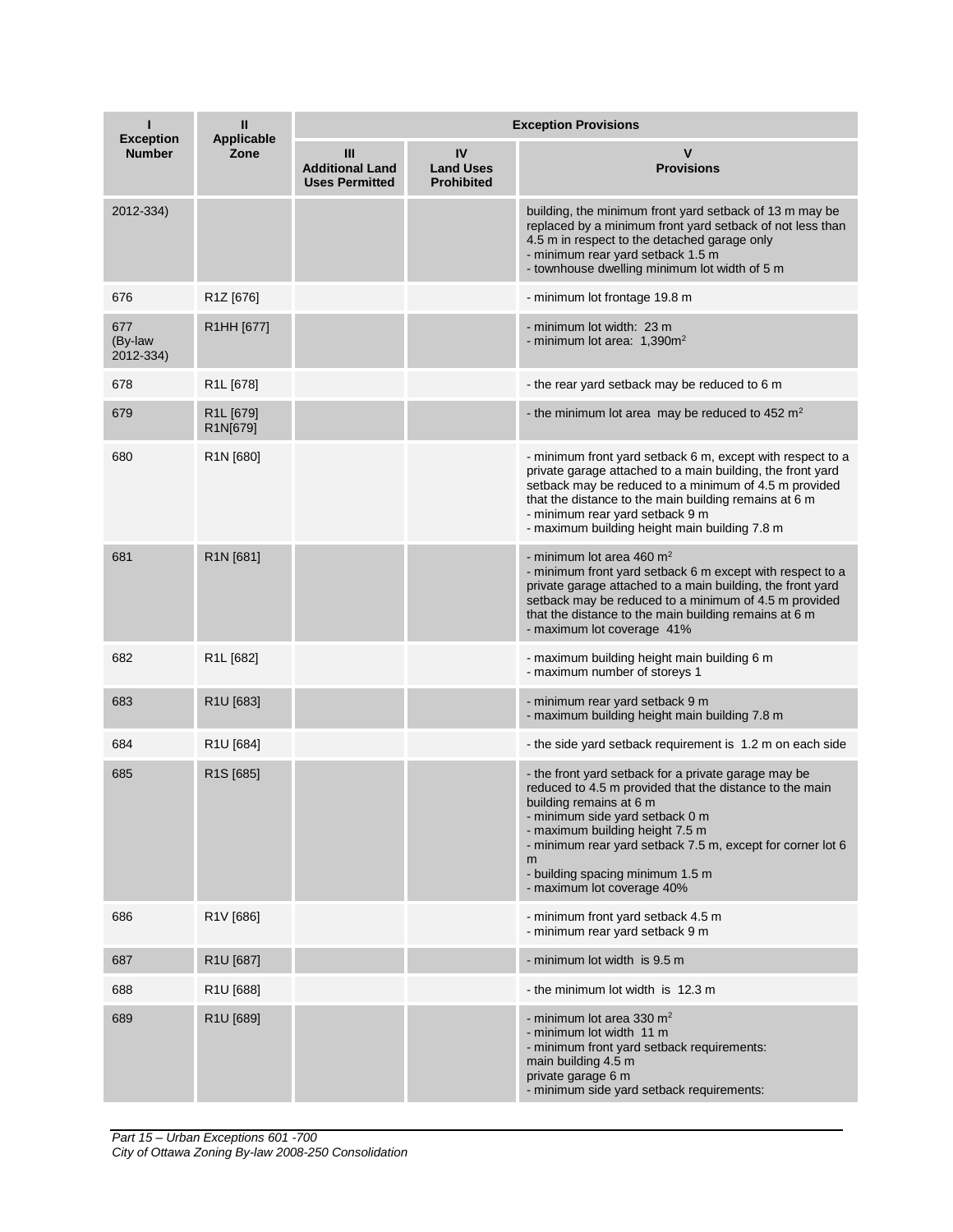| I<br>Exception Number | II<br>Applicable Zone | Exception Provisions | | |
|---|---|---|---|---|
| | | III<br>Additional Land Uses Permitted | IV<br>Land Uses Prohibited | V<br>Provisions |
| 2012-334) | | | | building, the minimum front yard setback of 13 m may be replaced by a minimum front yard setback of not less than 4.5 m in respect to the detached garage only<br>- minimum rear yard setback 1.5 m<br>- townhouse dwelling minimum lot width of 5 m |
| 676 | R1Z [676] | | | - minimum lot frontage 19.8 m |
| 677<br>(By-law 2012-334) | R1HH [677] | | | - minimum lot width: 23 m<br>- minimum lot area: 1,390m$^2$ |
| 678 | R1L [678] | | | - the rear yard setback may be reduced to 6 m |
| 679 | R1L [679]<br>R1N[679] | | | - the minimum lot area may be reduced to 452 m$^2$ |
| 680 | R1N [680] | | | - minimum front yard setback 6 m, except with respect to a private garage attached to a main building, the front yard setback may be reduced to a minimum of 4.5 m provided that the distance to the main building remains at 6 m<br>- minimum rear yard setback 9 m<br>- maximum building height main building 7.8 m |
| 681 | R1N [681] | | | - minimum lot area 460 m$^2$<br>- minimum front yard setback 6 m except with respect to a private garage attached to a main building, the front yard setback may be reduced to a minimum of 4.5 m provided that the distance to the main building remains at 6 m<br>- maximum lot coverage 41% |
| 682 | R1L [682] | | | - maximum building height main building 6 m<br>- maximum number of storeys 1 |
| 683 | R1U [683] | | | - minimum rear yard setback 9 m<br>- maximum building height main building 7.8 m |
| 684 | R1U [684] | | | - the side yard setback requirement is 1.2 m on each side |
| 685 | R1S [685] | | | - the front yard setback for a private garage may be reduced to 4.5 m provided that the distance to the main building remains at 6 m<br>- minimum side yard setback 0 m<br>- maximum building height 7.5 m<br>- minimum rear yard setback 7.5 m, except for corner lot 6 m<br>- building spacing minimum 1.5 m<br>- maximum lot coverage 40% |
| 686 | R1V [686] | | | - minimum front yard setback 4.5 m<br>- minimum rear yard setback 9 m |
| 687 | R1U [687] | | | - minimum lot width is 9.5 m |
| 688 | R1U [688] | | | - the minimum lot width is 12.3 m |
| 689 | R1U [689] | | | - minimum lot area 330 m$^2$<br>- minimum lot width 11 m<br>- minimum front yard setback requirements:<br>main building 4.5 m<br>private garage 6 m<br>- minimum side yard setback requirements: |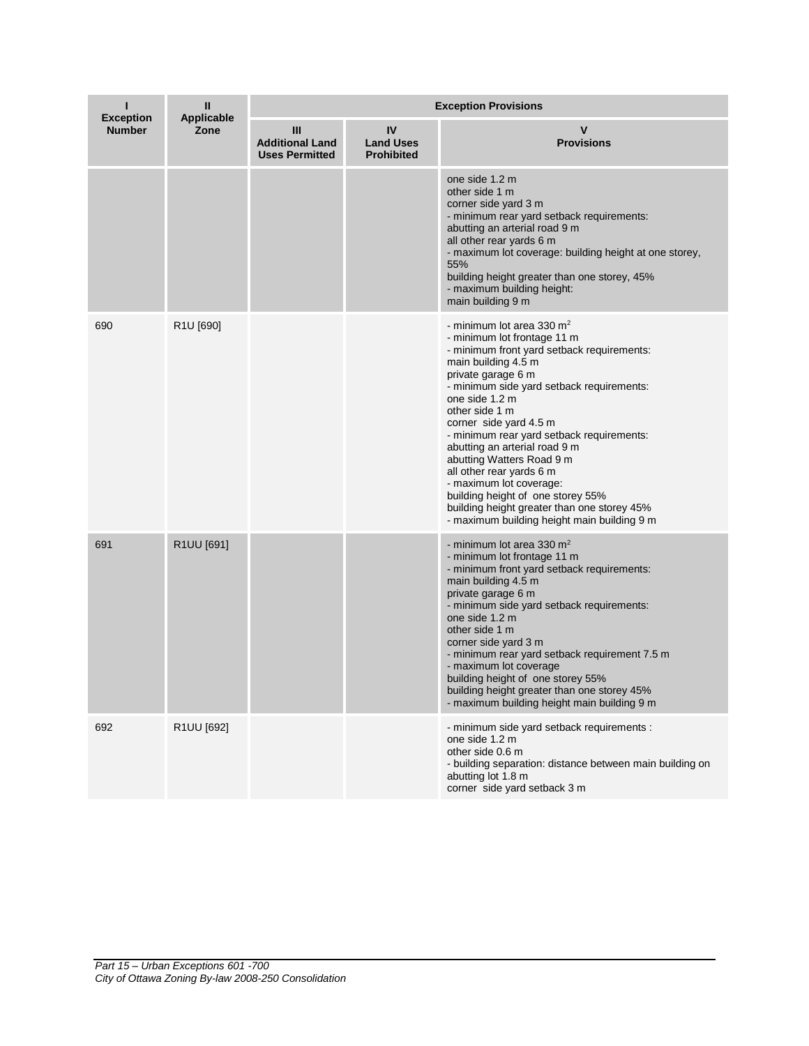| I<br>Exception Number | II<br>Applicable Zone | Exception Provisions | | |
|---|---|---|---|---|
| | | III<br>Additional Land Uses Permitted | IV<br>Land Uses Prohibited | V<br>Provisions |
| | | | | one side 1.2 m<br>other side 1 m<br>corner side yard 3 m<br>- minimum rear yard setback requirements:<br>abutting an arterial road 9 m<br>all other rear yards 6 m<br>- maximum lot coverage: building height at one storey, 55%<br>building height greater than one storey, 45%<br>- maximum building height:<br>main building 9 m |
| 690 | R1U [690] | | | - minimum lot area 330 m²<br>- minimum lot frontage 11 m<br>- minimum front yard setback requirements:<br>main building 4.5 m<br>private garage 6 m<br>- minimum side yard setback requirements:<br>one side 1.2 m<br>other side 1 m<br>corner side yard 4.5 m<br>- minimum rear yard setback requirements:<br>abutting an arterial road 9 m<br>abutting Watters Road 9 m<br>all other rear yards 6 m<br>- maximum lot coverage:<br>building height of one storey 55%<br>building height greater than one storey 45%<br>- maximum building height main building 9 m |
| 691 | R1UU [691] | | | - minimum lot area 330 m²<br>- minimum lot frontage 11 m<br>- minimum front yard setback requirements:<br>main building 4.5 m<br>private garage 6 m<br>- minimum side yard setback requirements:<br>one side 1.2 m<br>other side 1 m<br>corner side yard 3 m<br>- minimum rear yard setback requirement 7.5 m<br>- maximum lot coverage<br>building height of one storey 55%<br>building height greater than one storey 45%<br>- maximum building height main building 9 m |
| 692 | R1UU [692] | | | - minimum side yard setback requirements :<br>one side 1.2 m<br>other side 0.6 m<br>- building separation: distance between main building on abutting lot 1.8 m<br>corner side yard setback 3 m |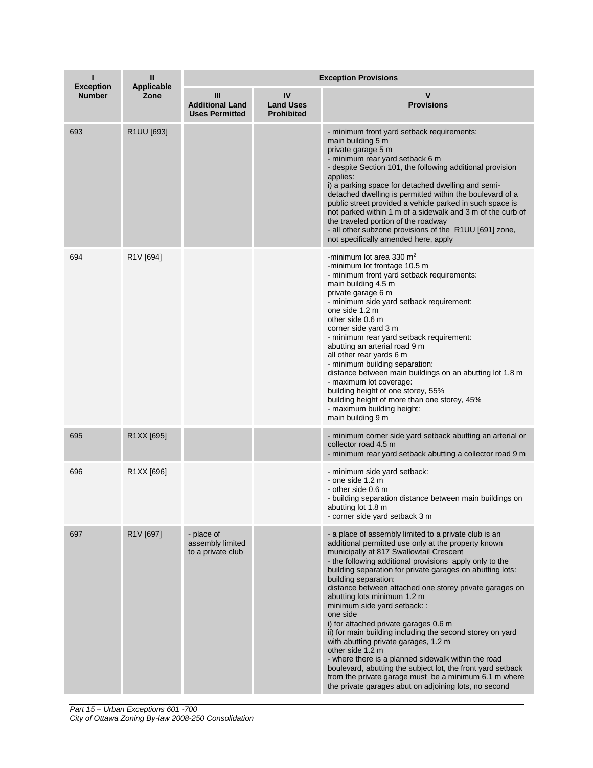| I<br>Exception Number | II<br>Applicable Zone | Exception Provisions | | |
|---|---|---|---|---|
| | | III<br>Additional Land Uses Permitted | IV<br>Land Uses Prohibited | V<br>Provisions |
| 693 | R1UU [693] | | | - minimum front yard setback requirements:<br>main building 5 m<br>private garage 5 m<br>- minimum rear yard setback 6 m<br>- despite Section 101, the following additional provision applies:<br>i) a parking space for detached dwelling and semi-detached dwelling is permitted within the boulevard of a public street provided a vehicle parked in such space is not parked within 1 m of a sidewalk and 3 m of the curb of the traveled portion of the roadway<br>- all other subzone provisions of the R1UU [691] zone, not specifically amended here, apply |
| 694 | R1V [694] | | | -minimum lot area 330 m$^2$<br>-minimum lot frontage 10.5 m<br>- minimum front yard setback requirements:<br>main building 4.5 m<br>private garage 6 m<br>- minimum side yard setback requirement:<br>one side 1.2 m<br>other side 0.6 m<br>corner side yard 3 m<br>- minimum rear yard setback requirement:<br>abutting an arterial road 9 m<br>all other rear yards 6 m<br>- minimum building separation:<br>distance between main buildings on an abutting lot 1.8 m<br>- maximum lot coverage:<br>building height of one storey, 55%<br>building height of more than one storey, 45%<br>- maximum building height:<br>main building 9 m |
| 695 | R1XX [695] | | | - minimum corner side yard setback abutting an arterial or collector road 4.5 m<br>- minimum rear yard setback abutting a collector road 9 m |
| 696 | R1XX [696] | | | - minimum side yard setback:<br>- one side 1.2 m<br>- other side 0.6 m<br>- building separation distance between main buildings on abutting lot 1.8 m<br>- corner side yard setback 3 m |
| 697 | R1V [697] | - place of assembly limited to a private club | | - a place of assembly limited to a private club is an additional permitted use only at the property known municipally at 817 Swallowtail Crescent<br>- the following additional provisions apply only to the building separation for private garages on abutting lots:<br>building separation:<br>distance between attached one storey private garages on abutting lots minimum 1.2 m<br>minimum side yard setback: :<br>one side<br>i) for attached private garages 0.6 m<br>ii) for main building including the second storey on yard with abutting private garages, 1.2 m<br>other side 1.2 m<br>- where there is a planned sidewalk within the road boulevard, abutting the subject lot, the front yard setback from the private garage must be a minimum 6.1 m where the private garages abut on adjoining lots, no second |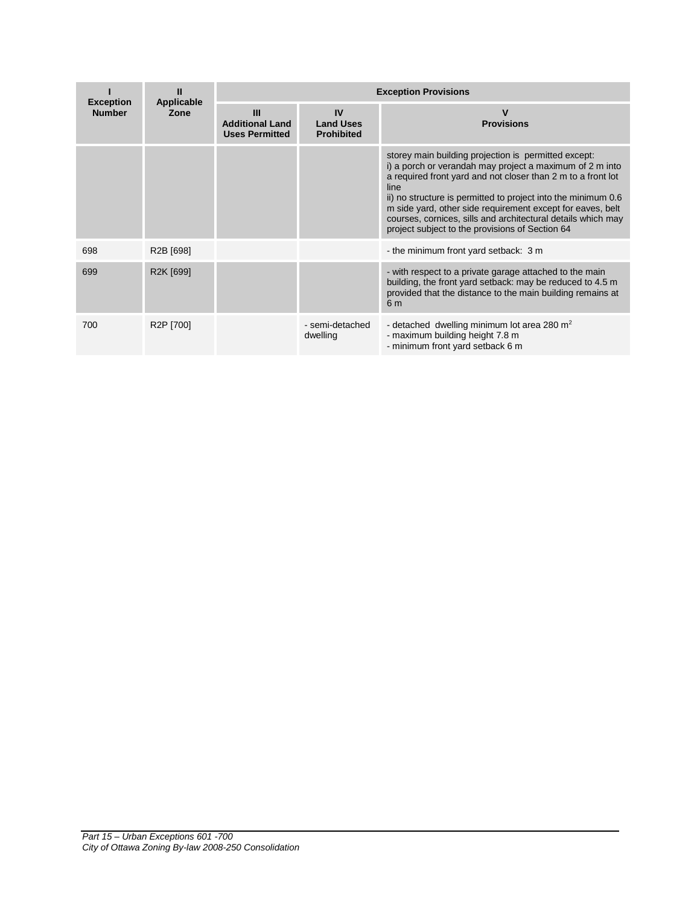| I Exception Number | II Applicable Zone | Exception Provisions | | |
|---|---|---|---|---|
| | | III Additional Land Uses Permitted | IV Land Uses Prohibited | V Provisions |
| | | | | storey main building projection is permitted except:<br>i) a porch or verandah may project a maximum of 2 m into a required front yard and not closer than 2 m to a front lot line<br>ii) no structure is permitted to project into the minimum 0.6 m side yard, other side requirement except for eaves, belt courses, cornices, sills and architectural details which may project subject to the provisions of Section 64 |
| 698 | R2B [698] | | | - the minimum front yard setback: 3 m |
| 699 | R2K [699] | | | - with respect to a private garage attached to the main building, the front yard setback: may be reduced to 4.5 m provided that the distance to the main building remains at 6 m |
| 700 | R2P [700] | | - semi-detached dwelling | - detached dwelling minimum lot area 280 $m^2$<br>- maximum building height 7.8 m<br>- minimum front yard setback 6 m |